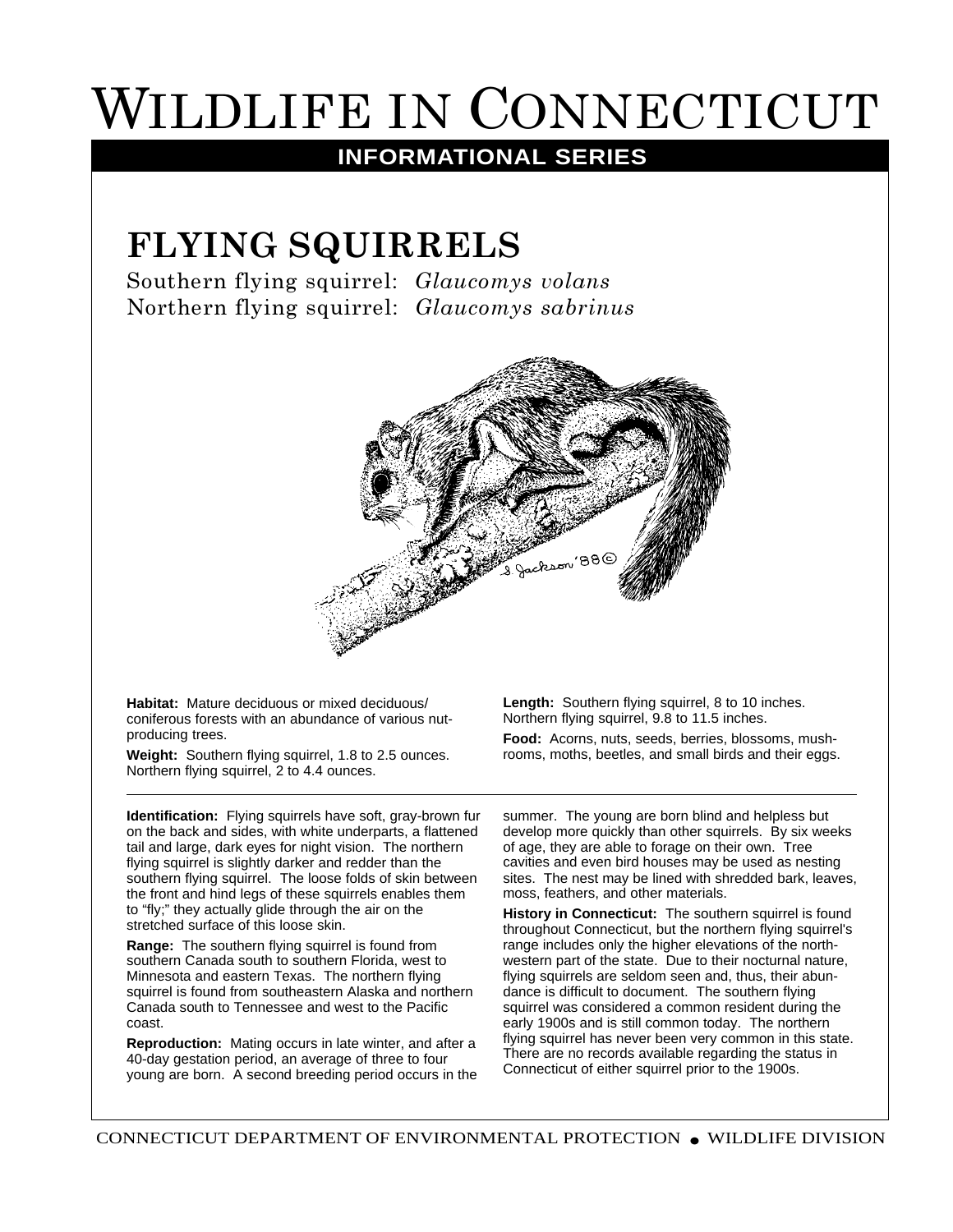# Wildlife in Connecticut

**INFORMATIONAL SERIES**

## FLYING SQUIRRELS

Southern flying squirrel: *Glaucomys volans*
Northern flying squirrel: *Glaucomys sabrinus*

**Habitat:** Mature deciduous or mixed deciduous/coniferous forests with an abundance of various nut-producing trees.

**Weight:** Southern flying squirrel, 1.8 to 2.5 ounces. Northern flying squirrel, 2 to 4.4 ounces.

**Length:** Southern flying squirrel, 8 to 10 inches. Northern flying squirrel, 9.8 to 11.5 inches.

**Food:** Acorns, nuts, seeds, berries, blossoms, mushrooms, moths, beetles, and small birds and their eggs.

---

**Identification:** Flying squirrels have soft, gray-brown fur on the back and sides, with white underparts, a flattened tail and large, dark eyes for night vision. The northern flying squirrel is slightly darker and redder than the southern flying squirrel. The loose folds of skin between the front and hind legs of these squirrels enables them to "fly;" they actually glide through the air on the stretched surface of this loose skin.

**Range:** The southern flying squirrel is found from southern Canada south to southern Florida, west to Minnesota and eastern Texas. The northern flying squirrel is found from southeastern Alaska and northern Canada south to Tennessee and west to the Pacific coast.

**Reproduction:** Mating occurs in late winter, and after a 40-day gestation period, an average of three to four young are born. A second breeding period occurs in the summer. The young are born blind and helpless but develop more quickly than other squirrels. By six weeks of age, they are able to forage on their own. Tree cavities and even bird houses may be used as nesting sites. The nest may be lined with shredded bark, leaves, moss, feathers, and other materials.

**History in Connecticut:** The southern squirrel is found throughout Connecticut, but the northern flying squirrel's range includes only the higher elevations of the northwestern part of the state. Due to their nocturnal nature, flying squirrels are seldom seen and, thus, their abundance is difficult to document. The southern flying squirrel was considered a common resident during the early 1900s and is still common today. The northern flying squirrel has never been very common in this state. There are no records available regarding the status in Connecticut of either squirrel prior to the 1900s.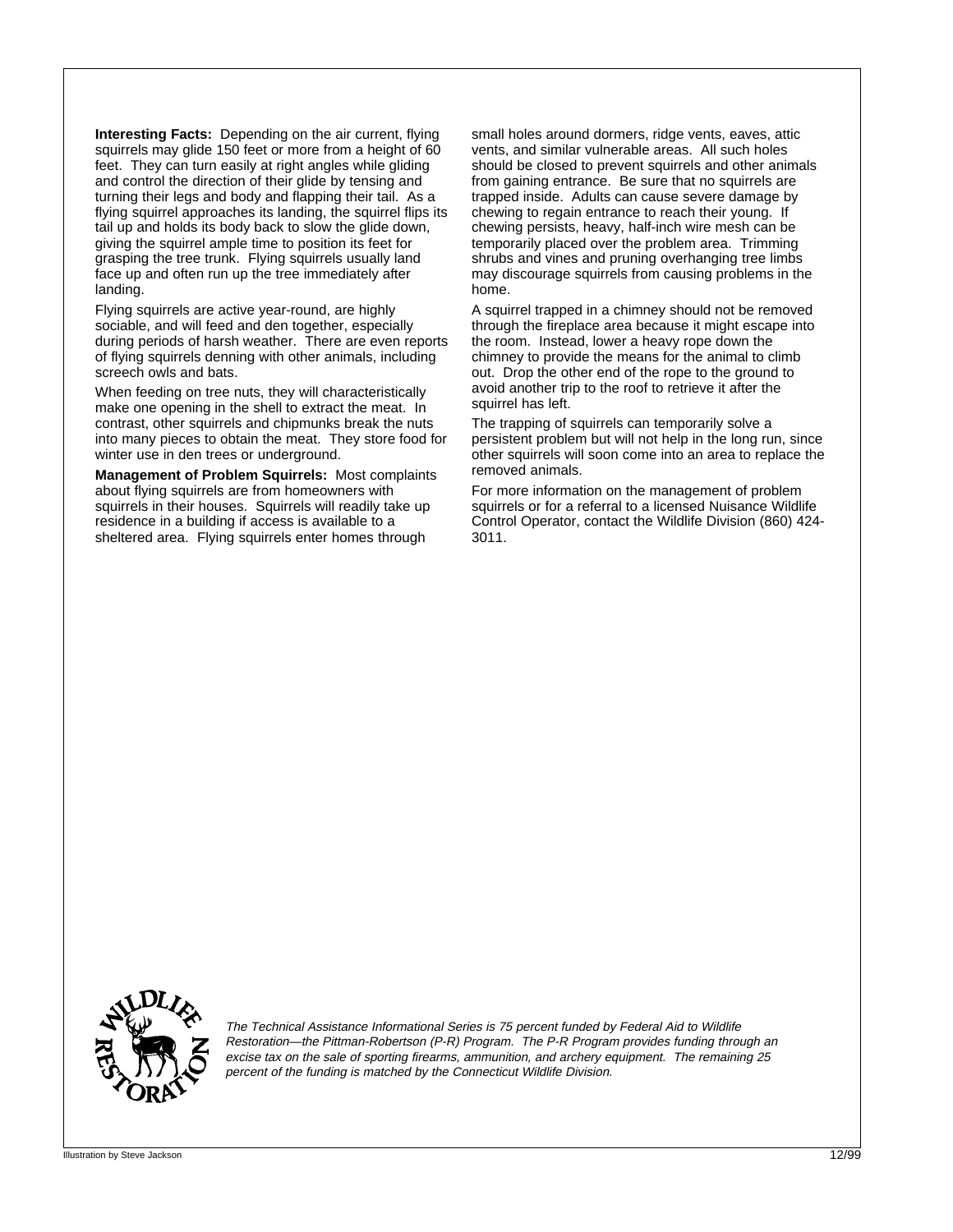**Interesting Facts:** Depending on the air current, flying squirrels may glide 150 feet or more from a height of 60 feet. They can turn easily at right angles while gliding and control the direction of their glide by tensing and turning their legs and body and flapping their tail. As a flying squirrel approaches its landing, the squirrel flips its tail up and holds its body back to slow the glide down, giving the squirrel ample time to position its feet for grasping the tree trunk. Flying squirrels usually land face up and often run up the tree immediately after landing.

Flying squirrels are active year-round, are highly sociable, and will feed and den together, especially during periods of harsh weather. There are even reports of flying squirrels denning with other animals, including screech owls and bats.

When feeding on tree nuts, they will characteristically make one opening in the shell to extract the meat. In contrast, other squirrels and chipmunks break the nuts into many pieces to obtain the meat. They store food for winter use in den trees or underground.

**Management of Problem Squirrels:** Most complaints about flying squirrels are from homeowners with squirrels in their houses. Squirrels will readily take up residence in a building if access is available to a sheltered area. Flying squirrels enter homes through small holes around dormers, ridge vents, eaves, attic vents, and similar vulnerable areas. All such holes should be closed to prevent squirrels and other animals from gaining entrance. Be sure that no squirrels are trapped inside. Adults can cause severe damage by chewing to regain entrance to reach their young. If chewing persists, heavy, half-inch wire mesh can be temporarily placed over the problem area. Trimming shrubs and vines and pruning overhanging tree limbs may discourage squirrels from causing problems in the home.

A squirrel trapped in a chimney should not be removed through the fireplace area because it might escape into the room. Instead, lower a heavy rope down the chimney to provide the means for the animal to climb out. Drop the other end of the rope to the ground to avoid another trip to the roof to retrieve it after the squirrel has left.

The trapping of squirrels can temporarily solve a persistent problem but will not help in the long run, since other squirrels will soon come into an area to replace the removed animals.

For more information on the management of problem squirrels or for a referral to a licensed Nuisance Wildlife Control Operator, contact the Wildlife Division (860) 424-3011.

WILDLIFE RESTORATION

*The Technical Assistance Informational Series is 75 percent funded by Federal Aid to Wildlife Restoration—the Pittman-Robertson (P-R) Program. The P-R Program provides funding through an excise tax on the sale of sporting firearms, ammunition, and archery equipment. The remaining 25 percent of the funding is matched by the Connecticut Wildlife Division.*

Illustration by Steve Jackson

12/99